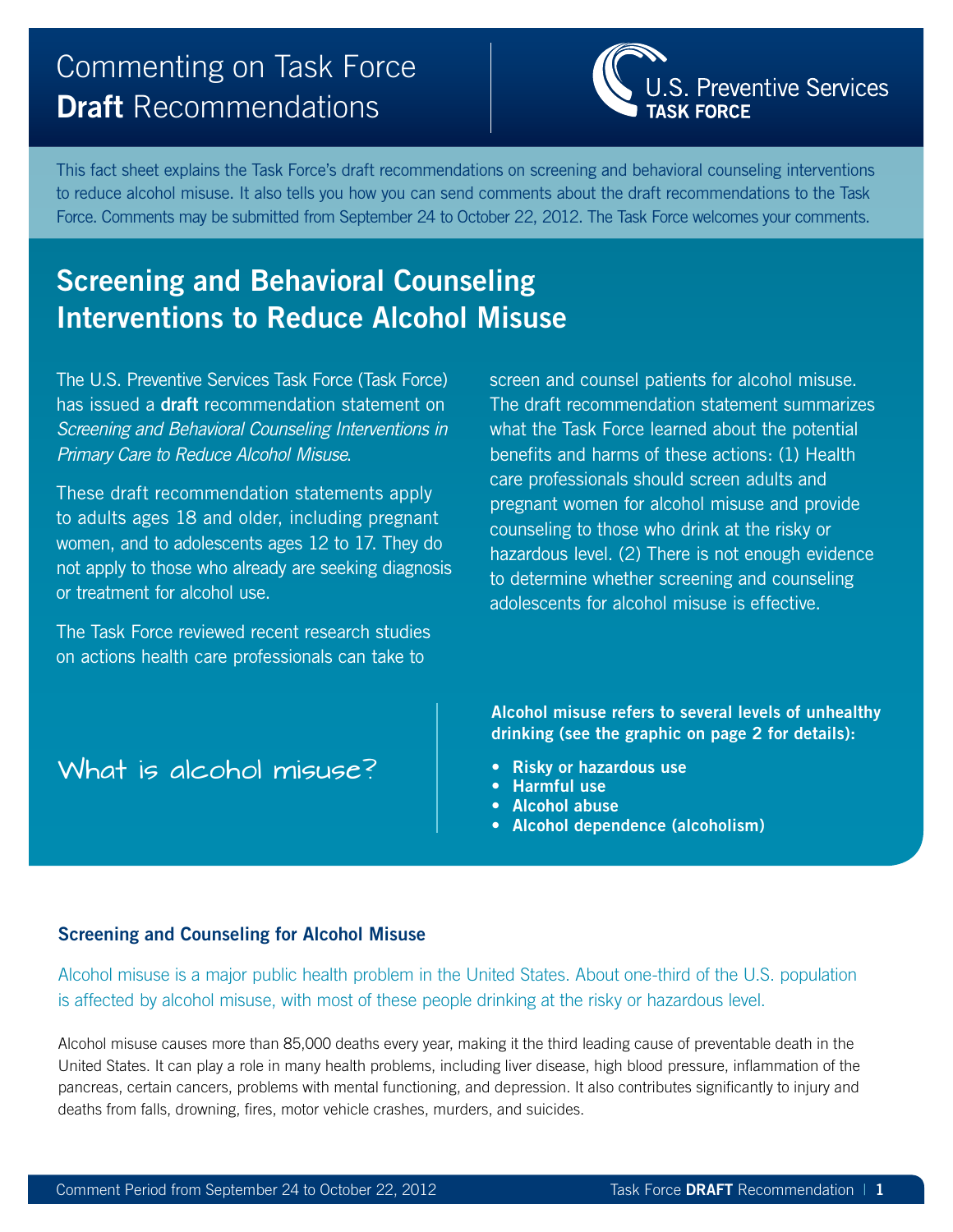# Commenting on Task Force **Draft** Recommendations

U.S. Preventive Services **TASK FORCE**

This fact sheet explains the Task Force's draft recommendations on screening and behavioral counseling interventions to reduce alcohol misuse. It also tells you how you can send comments about the draft recommendations to the Task Force. Comments may be submitted from September 24 to October 22, 2012. The Task Force welcomes your comments.

## Screening and Behavioral Counseling Interventions to Reduce Alcohol Misuse

The U.S. Preventive Services Task Force (Task Force) has issued a **draft** recommendation statement on *Screening and Behavioral Counseling Interventions in Primary Care to Reduce Alcohol Misuse*.

These draft recommendation statements apply to adults ages 18 and older, including pregnant women, and to adolescents ages 12 to 17. They do not apply to those who already are seeking diagnosis or treatment for alcohol use.

The Task Force reviewed recent research studies on actions health care professionals can take to screen and counsel patients for alcohol misuse. The draft recommendation statement summarizes what the Task Force learned about the potential benefits and harms of these actions: (1) Health care professionals should screen adults and pregnant women for alcohol misuse and provide counseling to those who drink at the risky or hazardous level. (2) There is not enough evidence to determine whether screening and counseling adolescents for alcohol misuse is effective.

### What is alcohol misuse?

**Alcohol misuse refers to several levels of unhealthy drinking (see the graphic on page 2 for details):**

- **Risky or hazardous use**
- **Harmful use**
- **Alcohol abuse**
- **Alcohol dependence (alcoholism)**

### Screening and Counseling for Alcohol Misuse

Alcohol misuse is a major public health problem in the United States. About one-third of the U.S. population is affected by alcohol misuse, with most of these people drinking at the risky or hazardous level.

Alcohol misuse causes more than 85,000 deaths every year, making it the third leading cause of preventable death in the United States. It can play a role in many health problems, including liver disease, high blood pressure, inflammation of the pancreas, certain cancers, problems with mental functioning, and depression. It also contributes significantly to injury and deaths from falls, drowning, fires, motor vehicle crashes, murders, and suicides.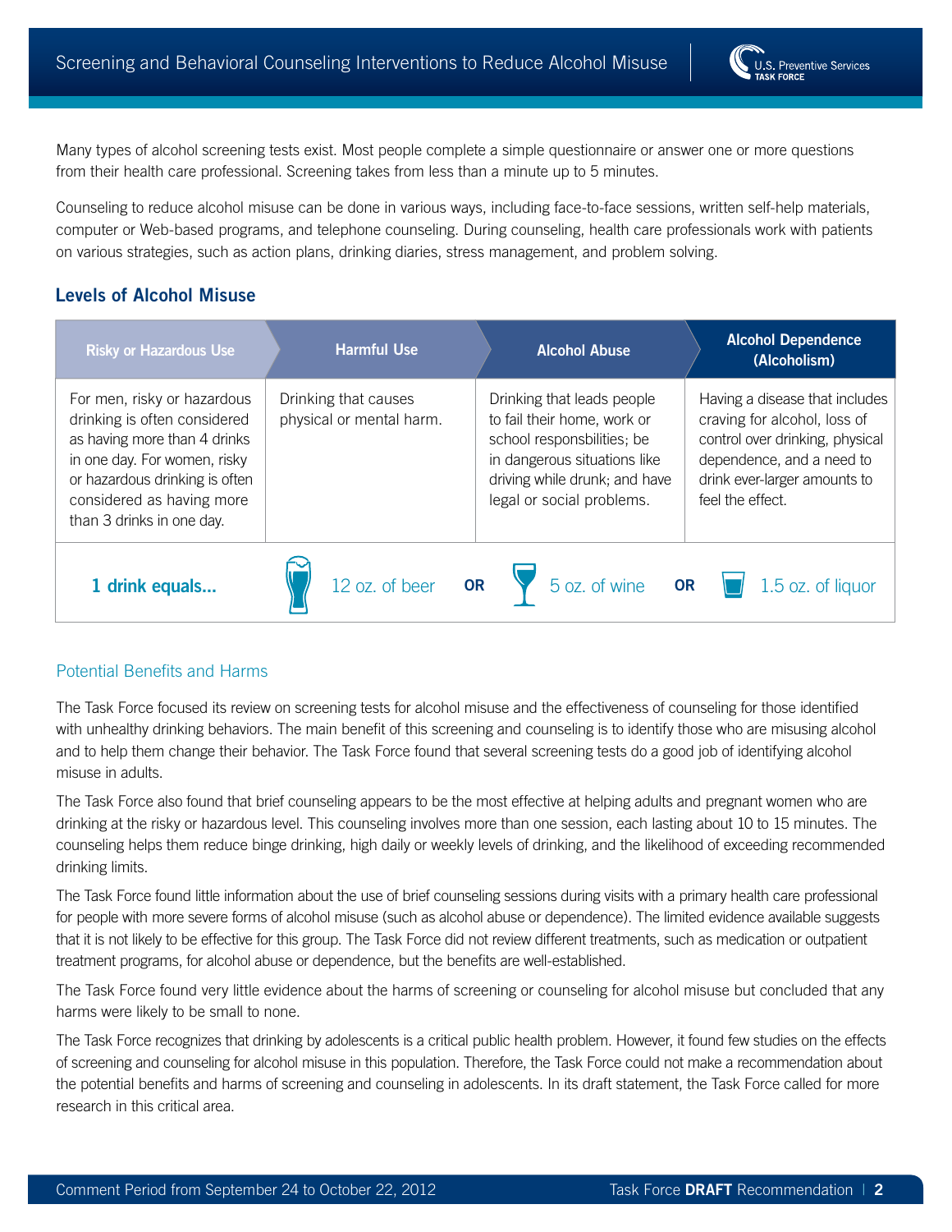Many types of alcohol screening tests exist. Most people complete a simple questionnaire or answer one or more questions from their health care professional. Screening takes from less than a minute up to 5 minutes.

Counseling to reduce alcohol misuse can be done in various ways, including face-to-face sessions, written self-help materials, computer or Web-based programs, and telephone counseling. During counseling, health care professionals work with patients on various strategies, such as action plans, drinking diaries, stress management, and problem solving.

### Levels of Alcohol Misuse

| Risky or Hazardous Use | Harmful Use | Alcohol Abuse | Alcohol Dependence (Alcoholism) |
|---|---|---|---|
| For men, risky or hazardous drinking is often considered as having more than 4 drinks in one day. For women, risky or hazardous drinking is often considered as having more than 3 drinks in one day. | Drinking that causes physical or mental harm. | Drinking that leads people to fail their home, work or school responsbilities; be in dangerous situations like driving while drunk; and have legal or social problems. | Having a disease that includes craving for alcohol, loss of control over drinking, physical dependence, and a need to drink ever-larger amounts to feel the effect. |

**1 drink equals...** 12 oz. of beer **OR** 5 oz. of wine **OR** 1.5 oz. of liquor

## Potential Benefits and Harms

The Task Force focused its review on screening tests for alcohol misuse and the effectiveness of counseling for those identified with unhealthy drinking behaviors. The main benefit of this screening and counseling is to identify those who are misusing alcohol and to help them change their behavior. The Task Force found that several screening tests do a good job of identifying alcohol misuse in adults.

The Task Force also found that brief counseling appears to be the most effective at helping adults and pregnant women who are drinking at the risky or hazardous level. This counseling involves more than one session, each lasting about 10 to 15 minutes. The counseling helps them reduce binge drinking, high daily or weekly levels of drinking, and the likelihood of exceeding recommended drinking limits.

The Task Force found little information about the use of brief counseling sessions during visits with a primary health care professional for people with more severe forms of alcohol misuse (such as alcohol abuse or dependence). The limited evidence available suggests that it is not likely to be effective for this group. The Task Force did not review different treatments, such as medication or outpatient treatment programs, for alcohol abuse or dependence, but the benefits are well-established.

The Task Force found very little evidence about the harms of screening or counseling for alcohol misuse but concluded that any harms were likely to be small to none.

The Task Force recognizes that drinking by adolescents is a critical public health problem. However, it found few studies on the effects of screening and counseling for alcohol misuse in this population. Therefore, the Task Force could not make a recommendation about the potential benefits and harms of screening and counseling in adolescents. In its draft statement, the Task Force called for more research in this critical area.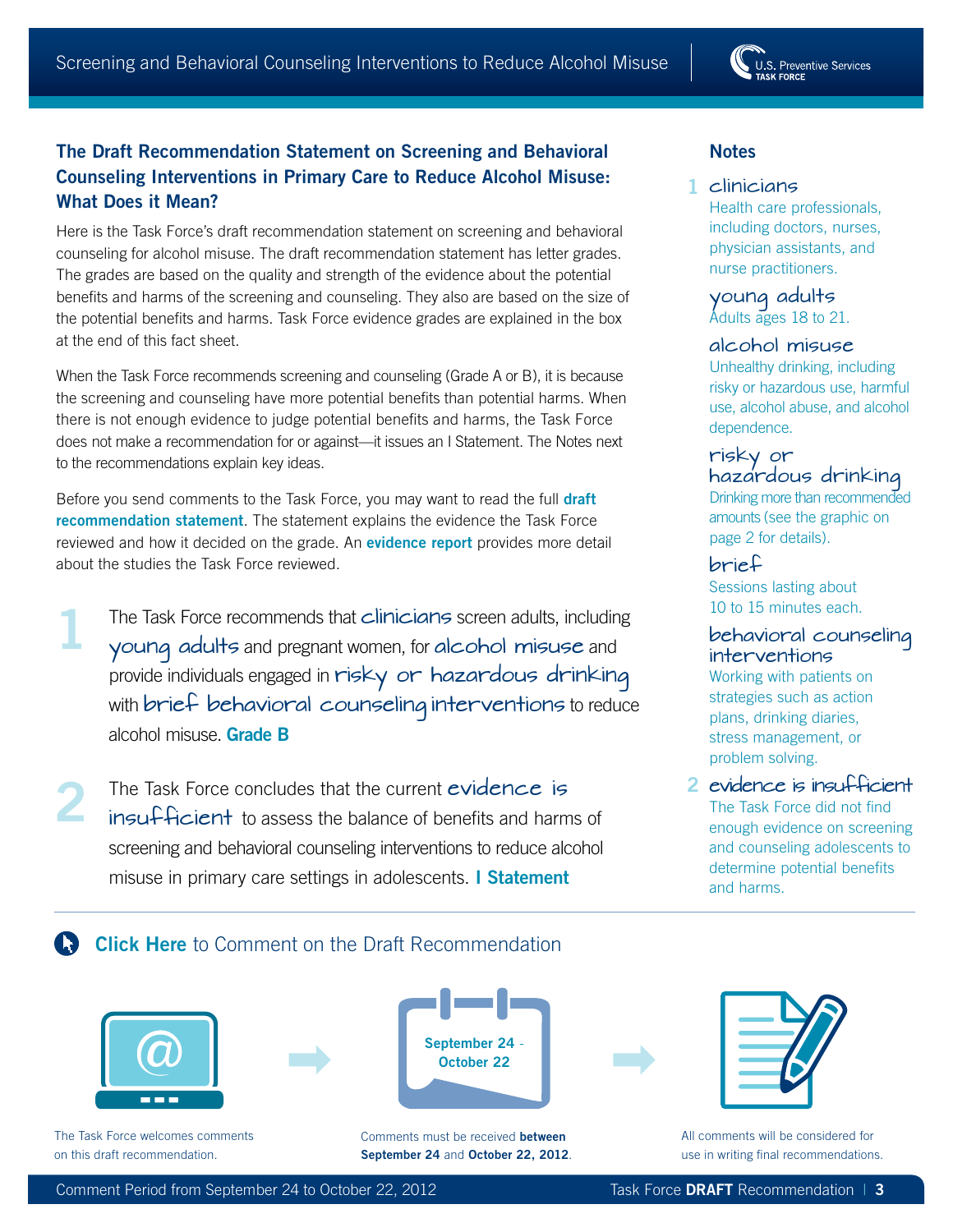## The Draft Recommendation Statement on Screening and Behavioral Counseling Interventions in Primary Care to Reduce Alcohol Misuse: What Does it Mean?

Here is the Task Force's draft recommendation statement on screening and behavioral counseling for alcohol misuse. The draft recommendation statement has letter grades. The grades are based on the quality and strength of the evidence about the potential benefits and harms of the screening and counseling. They also are based on the size of the potential benefits and harms. Task Force evidence grades are explained in the box at the end of this fact sheet.

When the Task Force recommends screening and counseling (Grade A or B), it is because the screening and counseling have more potential benefits than potential harms. When there is not enough evidence to judge potential benefits and harms, the Task Force does not make a recommendation for or against—it issues an I Statement. The Notes next to the recommendations explain key ideas.

Before you send comments to the Task Force, you may want to read the full **draft recommendation statement**. The statement explains the evidence the Task Force reviewed and how it decided on the grade. An **evidence report** provides more detail about the studies the Task Force reviewed.

**1** The Task Force recommends that clinicians screen adults, including young adults and pregnant women, for alcohol misuse and provide individuals engaged in risky or hazardous drinking with brief behavioral counseling interventions to reduce alcohol misuse. **Grade B**

**2** The Task Force concludes that the current evidence is insufficient to assess the balance of benefits and harms of screening and behavioral counseling interventions to reduce alcohol misuse in primary care settings in adolescents. **I Statement**

### Notes

**1**

**clinicians**
Health care professionals, including doctors, nurses, physician assistants, and nurse practitioners.

**young adults**
Adults ages 18 to 21.

**alcohol misuse**
Unhealthy drinking, including risky or hazardous use, harmful use, alcohol abuse, and alcohol dependence.

**risky or hazardous drinking**
Drinking more than recommended amounts (see the graphic on page 2 for details).

**brief**
Sessions lasting about 10 to 15 minutes each.

**behavioral counseling interventions**
Working with patients on strategies such as action plans, drinking diaries, stress management, or problem solving.

**2**

**evidence is insufficient**
The Task Force did not find enough evidence on screening and counseling adolescents to determine potential benefits and harms.

---

**Click Here** to Comment on the Draft Recommendation

The Task Force welcomes comments on this draft recommendation.

September 24 - October 22

Comments must be received **between September 24** and **October 22, 2012**.

All comments will be considered for use in writing final recommendations.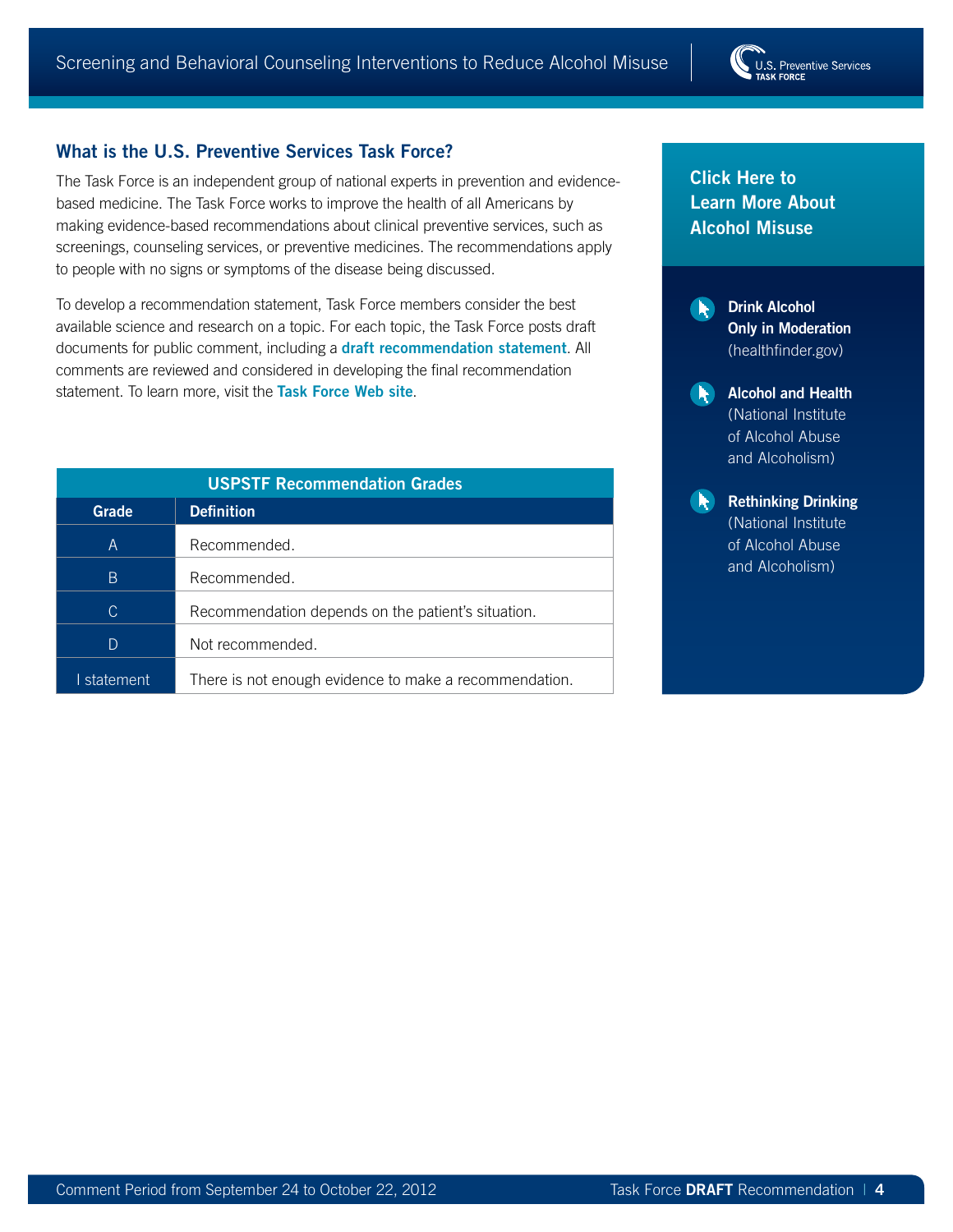## What is the U.S. Preventive Services Task Force?

The Task Force is an independent group of national experts in prevention and evidence-based medicine. The Task Force works to improve the health of all Americans by making evidence-based recommendations about clinical preventive services, such as screenings, counseling services, or preventive medicines. The recommendations apply to people with no signs or symptoms of the disease being discussed.

To develop a recommendation statement, Task Force members consider the best available science and research on a topic. For each topic, the Task Force posts draft documents for public comment, including a **draft recommendation statement**. All comments are reviewed and considered in developing the final recommendation statement. To learn more, visit the **Task Force Web site**.

**USPSTF Recommendation Grades**

| Grade | Definition |
|---|---|
| A | Recommended. |
| B | Recommended. |
| C | Recommendation depends on the patient's situation. |
| D | Not recommended. |
| I statement | There is not enough evidence to make a recommendation. |

## Click Here to Learn More About Alcohol Misuse

- **Drink Alcohol Only in Moderation** (healthfinder.gov)
- **Alcohol and Health** (National Institute of Alcohol Abuse and Alcoholism)
- **Rethinking Drinking** (National Institute of Alcohol Abuse and Alcoholism)